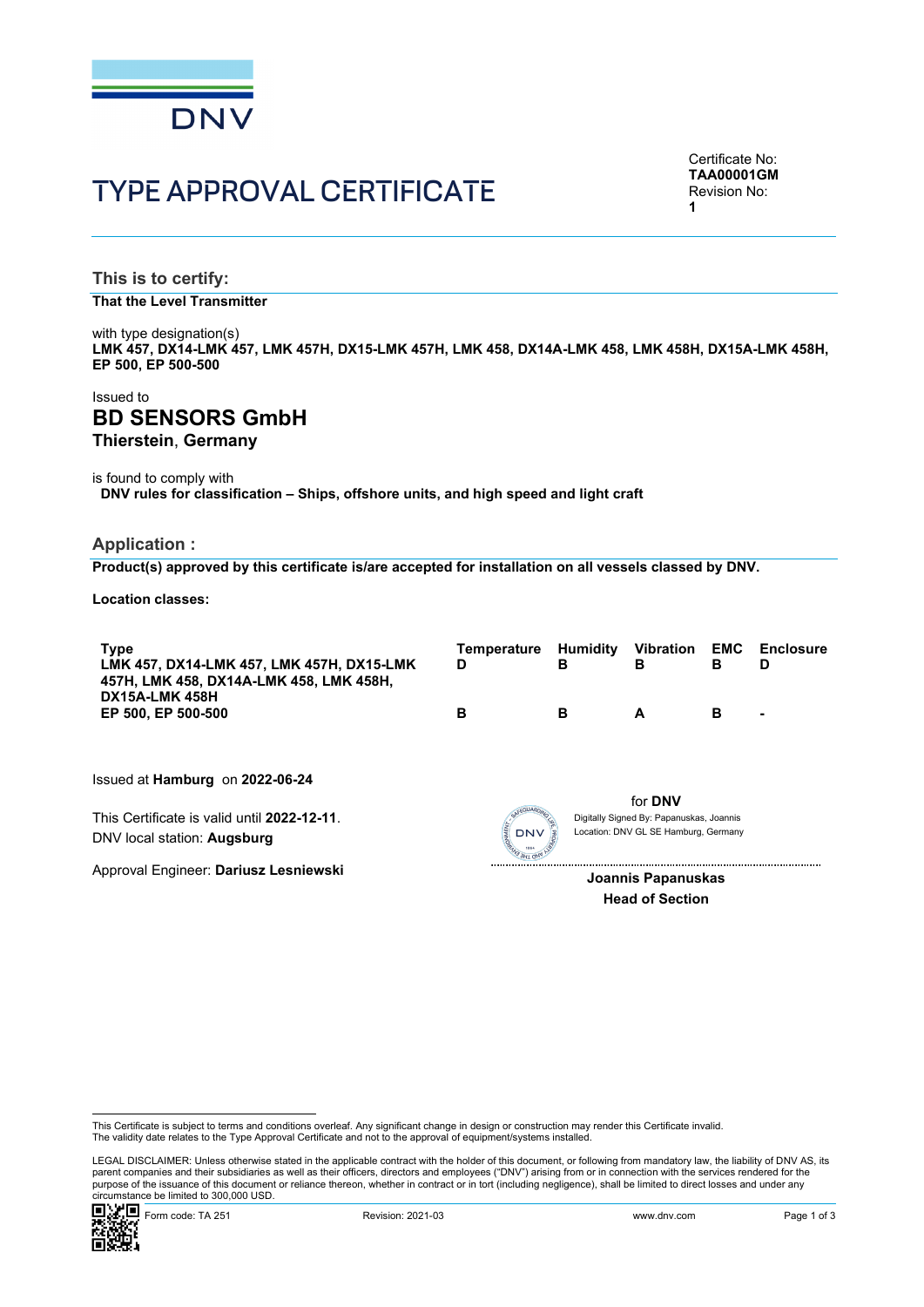# TYPE APPROVAL CERTIFICATE

Certificate No:
**TAA00001GM**
Revision No:
**1**

## This is to certify:

**That the Level Transmitter**

with type designation(s)
**LMK 457, DX14-LMK 457, LMK 457H, DX15-LMK 457H, LMK 458, DX14A-LMK 458, LMK 458H, DX15A-LMK 458H, EP 500, EP 500-500**

Issued to
**BD SENSORS GmbH**
**Thierstein, Germany**

is found to comply with
**DNV rules for classification – Ships, offshore units, and high speed and light craft**

## Application :

**Product(s) approved by this certificate is/are accepted for installation on all vessels classed by DNV.**

**Location classes:**

| Type | Temperature | Humidity | Vibration | EMC | Enclosure |
|---|---|---|---|---|---|
| LMK 457, DX14-LMK 457, LMK 457H, DX15-LMK 457H, LMK 458, DX14A-LMK 458, LMK 458H, DX15A-LMK 458H | D | B | B | B | D |
| EP 500, EP 500-500 | B | B | A | B | - |

Issued at **Hamburg** on **2022-06-24**

This Certificate is valid until **2022-12-11**.
DNV local station: **Augsburg**

Approval Engineer: **Dariusz Lesniewski**

for **DNV**
Digitally Signed By: Papanuskas, Joannis
Location: DNV GL SE Hamburg, Germany

**Joannis Papanuskas**
**Head of Section**

This Certificate is subject to terms and conditions overleaf. Any significant change in design or construction may render this Certificate invalid.
The validity date relates to the Type Approval Certificate and not to the approval of equipment/systems installed.

LEGAL DISCLAIMER: Unless otherwise stated in the applicable contract with the holder of this document, or following from mandatory law, the liability of DNV AS, its parent companies and their subsidiaries as well as their officers, directors and employees ("DNV") arising from or in connection with the services rendered for the purpose of the issuance of this document or reliance thereon, whether in contract or in tort (including negligence), shall be limited to direct losses and under any circumstance be limited to 300,000 USD.

Form code: TA 251 Revision: 2021-03 www.dnv.com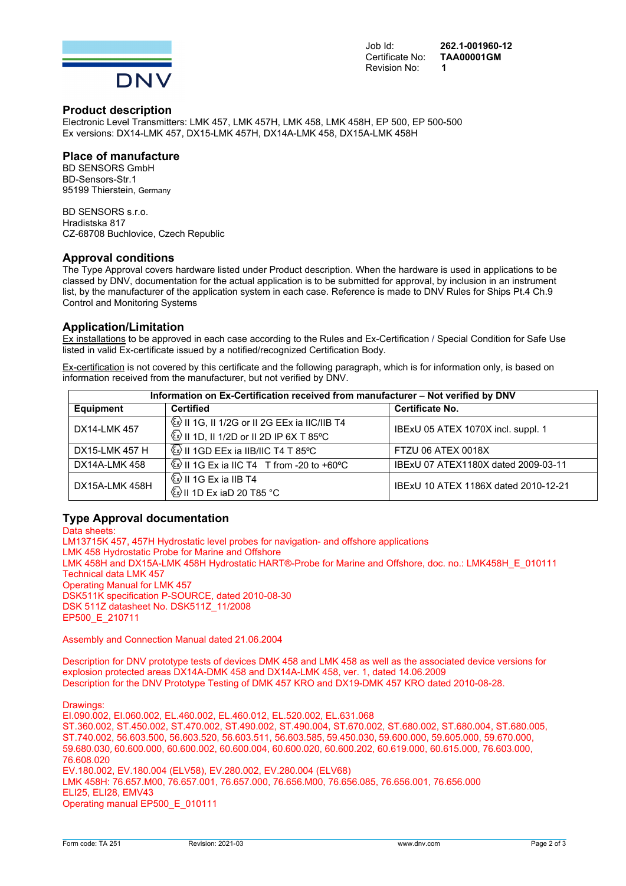Job Id: **262.1-001960-12**
Certificate No: **TAA00001GM**
Revision No: **1**

## Product description

Electronic Level Transmitters: LMK 457, LMK 457H, LMK 458, LMK 458H, EP 500, EP 500-500
Ex versions: DX14-LMK 457, DX15-LMK 457H, DX14A-LMK 458, DX15A-LMK 458H

## Place of manufacture

BD SENSORS GmbH
BD-Sensors-Str.1
95199 Thierstein, Germany

BD SENSORS s.r.o.
Hradistska 817
CZ-68708 Buchlovice, Czech Republic

## Approval conditions

The Type Approval covers hardware listed under Product description. When the hardware is used in applications to be classed by DNV, documentation for the actual application is to be submitted for approval, by inclusion in an instrument list, by the manufacturer of the application system in each case. Reference is made to DNV Rules for Ships Pt.4 Ch.9 Control and Monitoring Systems

## Application/Limitation

Ex installations to be approved in each case according to the Rules and Ex-Certification / Special Condition for Safe Use listed in valid Ex-certificate issued by a notified/recognized Certification Body.

Ex-certification is not covered by this certificate and the following paragraph, which is for information only, is based on information received from the manufacturer, but not verified by DNV.

| **Information on Ex-Certification received from manufacturer – Not verified by DNV** | | |
|---|---|---|
| **Equipment** | **Certified** | **Certificate No.** |
| DX14-LMK 457 | Ex II 1G, II 1/2G or II 2G EEx ia IIC/IIB T4<br>Ex II 1D, II 1/2D or II 2D IP 6X T 85ºC | IBExU 05 ATEX 1070X incl. suppl. 1 |
| DX15-LMK 457 H | Ex II 1GD EEx ia IIB/IIC T4 T 85ºC | FTZU 06 ATEX 0018X |
| DX14A-LMK 458 | Ex II 1G Ex ia IIC T4 T from -20 to +60ºC | IBExU 07 ATEX1180X dated 2009-03-11 |
| DX15A-LMK 458H | Ex II 1G Ex ia IIB T4<br>Ex II 1D Ex iaD 20 T85 °C | IBExU 10 ATEX 1186X dated 2010-12-21 |

## Type Approval documentation

Data sheets:
LM13715K 457, 457H Hydrostatic level probes for navigation- and offshore applications
LMK 458 Hydrostatic Probe for Marine and Offshore
LMK 458H and DX15A-LMK 458H Hydrostatic HART®-Probe for Marine and Offshore, doc. no.: LMK458H_E_010111
Technical data LMK 457
Operating Manual for LMK 457
DSK511K specification P-SOURCE, dated 2010-08-30
DSK 511Z datasheet No. DSK511Z_11/2008
EP500_E_210711

Assembly and Connection Manual dated 21.06.2004

Description for DNV prototype tests of devices DMK 458 and LMK 458 as well as the associated device versions for explosion protected areas DX14A-DMK 458 and DX14A-LMK 458, ver. 1, dated 14.06.2009
Description for the DNV Prototype Testing of DMK 457 KRO and DX19-DMK 457 KRO dated 2010-08-28.

Drawings:
EI.090.002, EI.060.002, EL.460.002, EL.460.012, EL.520.002, EL.631.068
ST.360.002, ST.450.002, ST.470.002, ST.490.002, ST.490.004, ST.670.002, ST.680.002, ST.680.004, ST.680.005, ST.740.002, 56.603.500, 56.603.520, 56.603.511, 56.603.585, 59.450.030, 59.600.000, 59.605.000, 59.670.000, 59.680.030, 60.600.000, 60.600.002, 60.600.004, 60.600.020, 60.600.202, 60.619.000, 60.615.000, 76.603.000, 76.608.020
EV.180.002, EV.180.004 (ELV58), EV.280.002, EV.280.004 (ELV68)
LMK 458H: 76.657.M00, 76.657.001, 76.657.000, 76.656.M00, 76.656.085, 76.656.001, 76.656.000
ELI25, ELI28, EMV43
Operating manual EP500_E_010111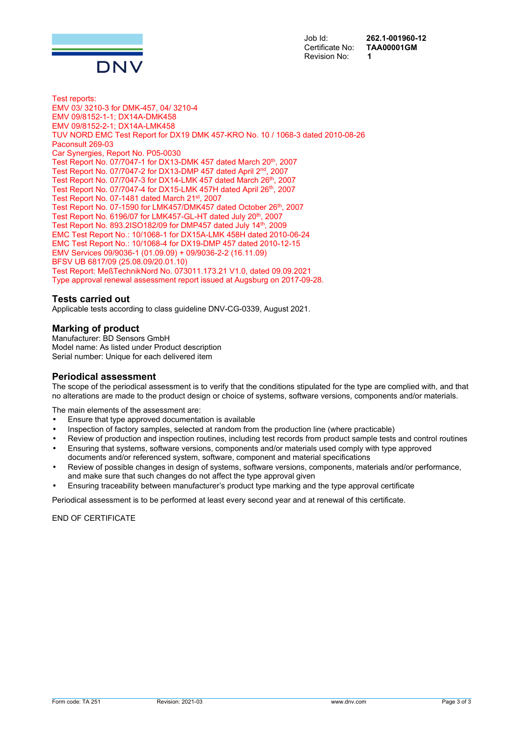Job Id: **262.1-001960-12**
Certificate No: **TAA00001GM**
Revision No: **1**

Test reports:
EMV 03/ 3210-3 for DMK-457, 04/ 3210-4
EMV 09/8152-1-1; DX14A-DMK458
EMV 09/8152-2-1; DX14A-LMK458
TUV NORD EMC Test Report for DX19 DMK 457-KRO No. 10 / 1068-3 dated 2010-08-26
Paconsult 269-03
Car Synergies, Report No. P05-0030
Test Report No. 07/7047-1 for DX13-DMK 457 dated March 20th, 2007
Test Report No. 07/7047-2 for DX13-DMP 457 dated April 2nd, 2007
Test Report No. 07/7047-3 for DX14-LMK 457 dated March 26th, 2007
Test Report No. 07/7047-4 for DX15-LMK 457H dated April 26th, 2007
Test Report No. 07-1481 dated March 21st, 2007
Test Report No. 07-1590 for LMK457/DMK457 dated October 26th, 2007
Test Report No. 6196/07 for LMK457-GL-HT dated July 20th, 2007
Test Report No. 893.2ISO182/09 for DMP457 dated July 14th, 2009
EMC Test Report No.: 10/1068-1 for DX15A-LMK 458H dated 2010-06-24
EMC Test Report No.: 10/1068-4 for DX19-DMP 457 dated 2010-12-15
EMV Services 09/9036-1 (01.09.09) + 09/9036-2-2 (16.11.09)
BFSV UB 6817/09 (25.08.09/20.01.10)
Test Report: MeßTechnikNord No. 073011.173.21 V1.0, dated 09.09.2021
Type approval renewal assessment report issued at Augsburg on 2017-09-28.

## Tests carried out

Applicable tests according to class guideline DNV-CG-0339, August 2021.

## Marking of product

Manufacturer: BD Sensors GmbH
Model name: As listed under Product description
Serial number: Unique for each delivered item

## Periodical assessment

The scope of the periodical assessment is to verify that the conditions stipulated for the type are complied with, and that no alterations are made to the product design or choice of systems, software versions, components and/or materials.

The main elements of the assessment are:

- Ensure that type approved documentation is available
- Inspection of factory samples, selected at random from the production line (where practicable)
- Review of production and inspection routines, including test records from product sample tests and control routines
- Ensuring that systems, software versions, components and/or materials used comply with type approved documents and/or referenced system, software, component and material specifications
- Review of possible changes in design of systems, software versions, components, materials and/or performance, and make sure that such changes do not affect the type approval given
- Ensuring traceability between manufacturer's product type marking and the type approval certificate

Periodical assessment is to be performed at least every second year and at renewal of this certificate.

END OF CERTIFICATE

Form code: TA 251 Revision: 2021-03 www.dnv.com